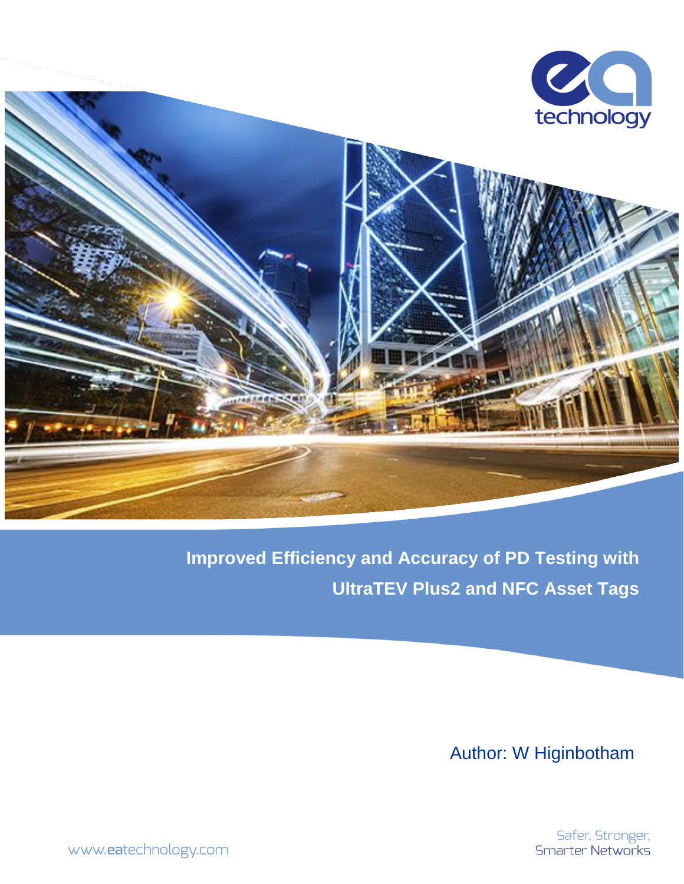# Improved Efficiency and Accuracy of PD Testing with UltraTEV Plus2 and NFC Asset Tags

Author: W Higinbotham

Safer, Stronger, Smarter Networks

www.eatechnology.com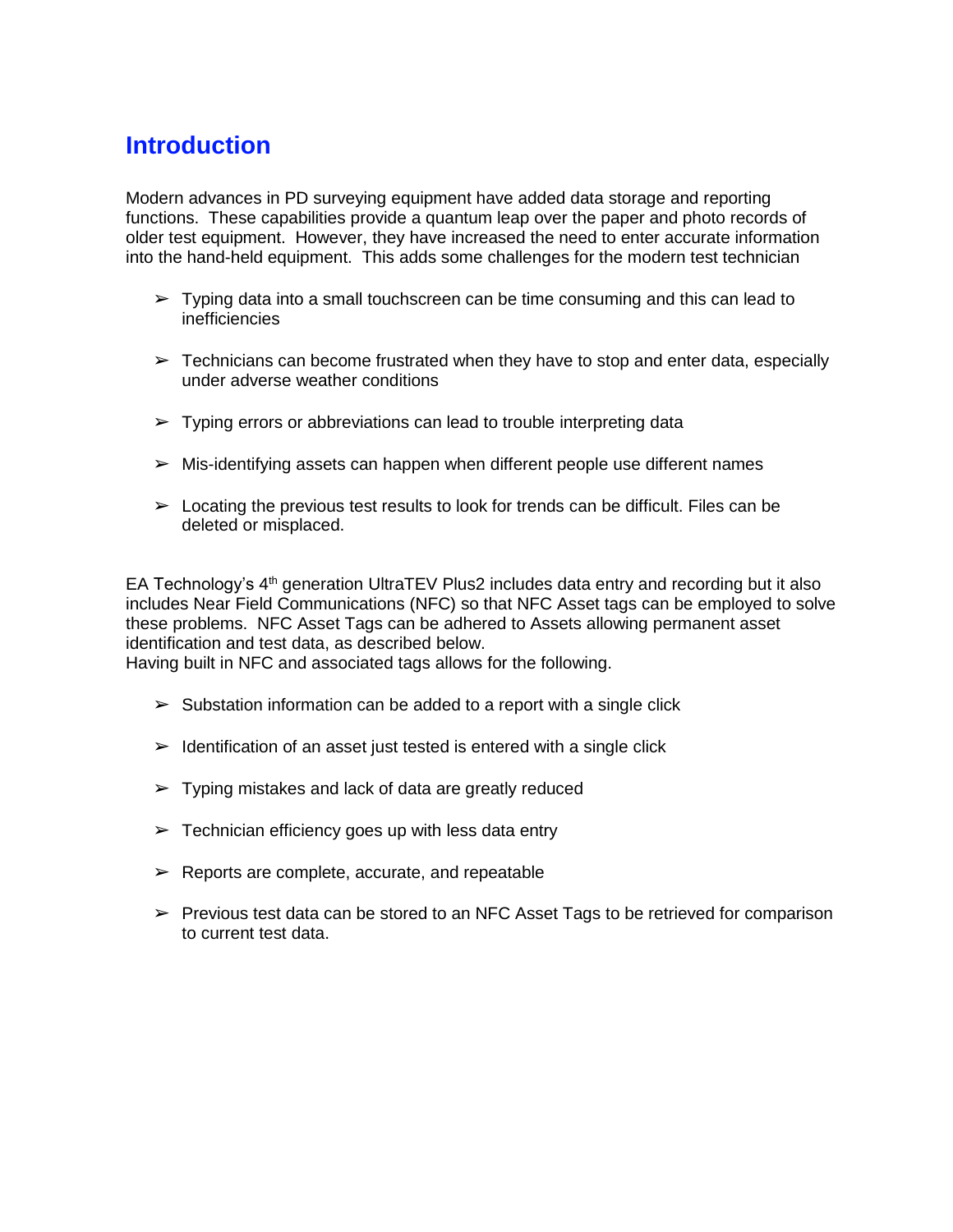## Introduction

Modern advances in PD surveying equipment have added data storage and reporting functions. These capabilities provide a quantum leap over the paper and photo records of older test equipment. However, they have increased the need to enter accurate information into the hand-held equipment. This adds some challenges for the modern test technician

- Typing data into a small touchscreen can be time consuming and this can lead to inefficiencies
- Technicians can become frustrated when they have to stop and enter data, especially under adverse weather conditions
- Typing errors or abbreviations can lead to trouble interpreting data
- Mis-identifying assets can happen when different people use different names
- Locating the previous test results to look for trends can be difficult. Files can be deleted or misplaced.

EA Technology's 4th generation UltraTEV Plus2 includes data entry and recording but it also includes Near Field Communications (NFC) so that NFC Asset tags can be employed to solve these problems. NFC Asset Tags can be adhered to Assets allowing permanent asset identification and test data, as described below.
Having built in NFC and associated tags allows for the following.

- Substation information can be added to a report with a single click
- Identification of an asset just tested is entered with a single click
- Typing mistakes and lack of data are greatly reduced
- Technician efficiency goes up with less data entry
- Reports are complete, accurate, and repeatable
- Previous test data can be stored to an NFC Asset Tags to be retrieved for comparison to current test data.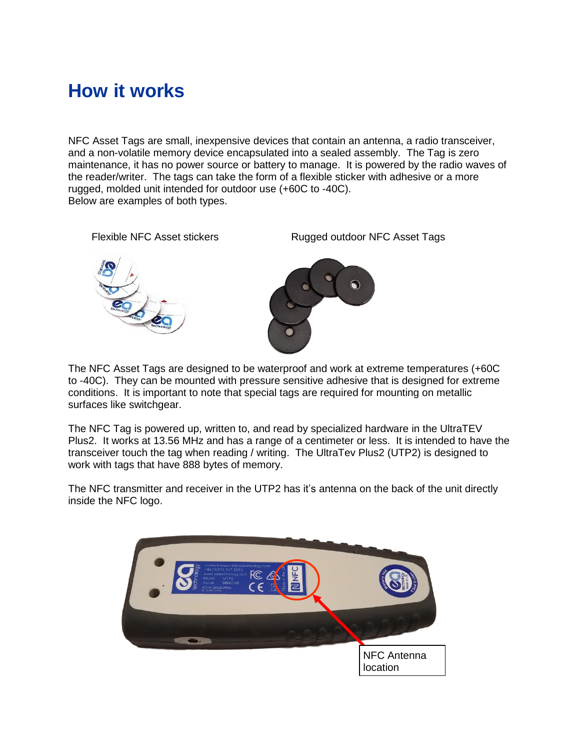# How it works

NFC Asset Tags are small, inexpensive devices that contain an antenna, a radio transceiver, and a non-volatile memory device encapsulated into a sealed assembly. The Tag is zero maintenance, it has no power source or battery to manage. It is powered by the radio waves of the reader/writer. The tags can take the form of a flexible sticker with adhesive or a more rugged, molded unit intended for outdoor use (+60C to -40C).
Below are examples of both types.

Flexible NFC Asset stickers

Rugged outdoor NFC Asset Tags

The NFC Asset Tags are designed to be waterproof and work at extreme temperatures (+60C to -40C). They can be mounted with pressure sensitive adhesive that is designed for extreme conditions. It is important to note that special tags are required for mounting on metallic surfaces like switchgear.

The NFC Tag is powered up, written to, and read by specialized hardware in the UltraTEV Plus2. It works at 13.56 MHz and has a range of a centimeter or less. It is intended to have the transceiver touch the tag when reading / writing. The UltraTev Plus2 (UTP2) is designed to work with tags that have 888 bytes of memory.

The NFC transmitter and receiver in the UTP2 has it's antenna on the back of the unit directly inside the NFC logo.

NFC Antenna location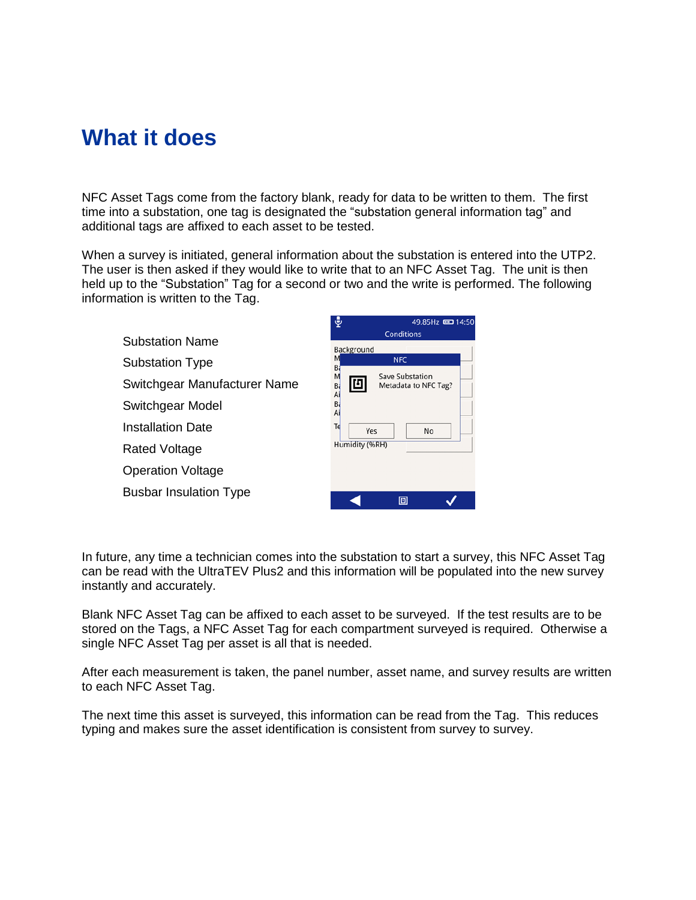# What it does

NFC Asset Tags come from the factory blank, ready for data to be written to them. The first time into a substation, one tag is designated the "substation general information tag" and additional tags are affixed to each asset to be tested.

When a survey is initiated, general information about the substation is entered into the UTP2. The user is then asked if they would like to write that to an NFC Asset Tag. The unit is then held up to the "Substation" Tag for a second or two and the write is performed. The following information is written to the Tag.

- Substation Name
- Substation Type
- Switchgear Manufacturer Name
- Switchgear Model
- Installation Date
- Rated Voltage
- Operation Voltage
- Busbar Insulation Type

In future, any time a technician comes into the substation to start a survey, this NFC Asset Tag can be read with the UltraTEV Plus2 and this information will be populated into the new survey instantly and accurately.

Blank NFC Asset Tag can be affixed to each asset to be surveyed. If the test results are to be stored on the Tags, a NFC Asset Tag for each compartment surveyed is required. Otherwise a single NFC Asset Tag per asset is all that is needed.

After each measurement is taken, the panel number, asset name, and survey results are written to each NFC Asset Tag.

The next time this asset is surveyed, this information can be read from the Tag. This reduces typing and makes sure the asset identification is consistent from survey to survey.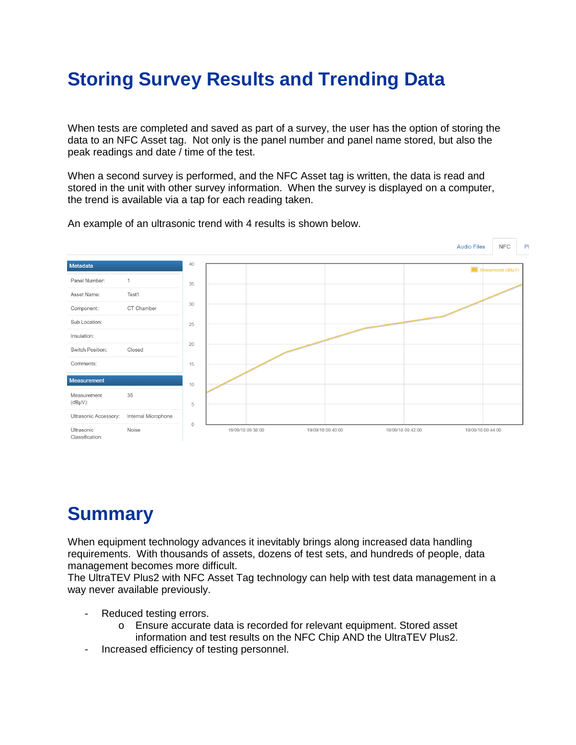# Storing Survey Results and Trending Data

When tests are completed and saved as part of a survey, the user has the option of storing the data to an NFC Asset tag. Not only is the panel number and panel name stored, but also the peak readings and date / time of the test.

When a second survey is performed, and the NFC Asset tag is written, the data is read and stored in the unit with other survey information. When the survey is displayed on a computer, the trend is available via a tap for each reading taken.

An example of an ultrasonic trend with 4 results is shown below.

| Metadata | |
|---|---|
| Panel Number: | 1 |
| Asset Name: | Test1 |
| Component: | CT Chamber |
| Sub Location: | |
| Insulation: | |
| Switch Position: | Closed |
| Comments: | |

| Measurement | |
|---|---|
| Measurement (dBµV): | 35 |
| Ultrasonic Accessory: | Internal Microphone |
| Ultrasonic Classification: | Noise |

# Summary

When equipment technology advances it inevitably brings along increased data handling requirements. With thousands of assets, dozens of test sets, and hundreds of people, data management becomes more difficult.
The UltraTEV Plus2 with NFC Asset Tag technology can help with test data management in a way never available previously.

- Reduced testing errors.
  - Ensure accurate data is recorded for relevant equipment. Stored asset information and test results on the NFC Chip AND the UltraTEV Plus2.
- Increased efficiency of testing personnel.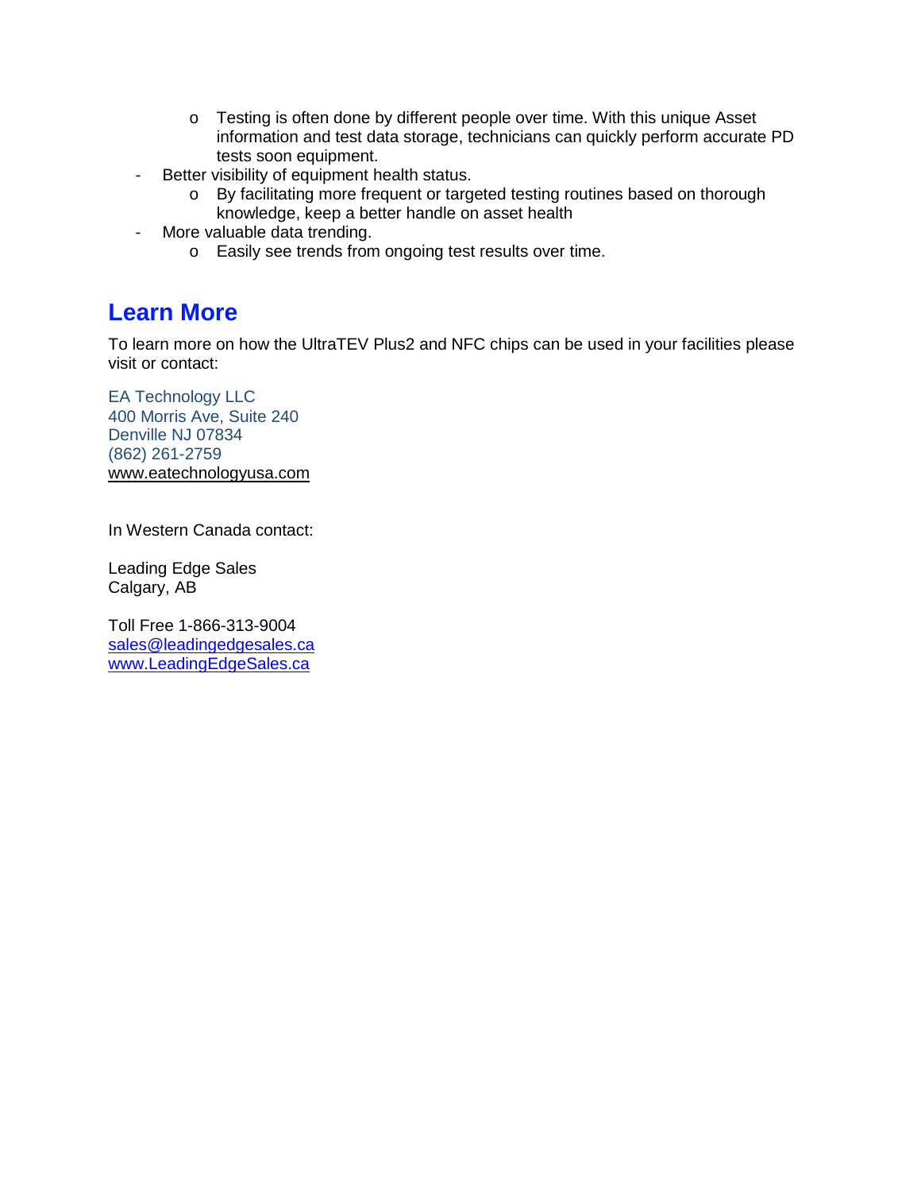- Testing is often done by different people over time. With this unique Asset information and test data storage, technicians can quickly perform accurate PD tests soon equipment.
- Better visibility of equipment health status.
  - By facilitating more frequent or targeted testing routines based on thorough knowledge, keep a better handle on asset health
- More valuable data trending.
  - Easily see trends from ongoing test results over time.

## Learn More

To learn more on how the UltraTEV Plus2 and NFC chips can be used in your facilities please visit or contact:

EA Technology LLC
400 Morris Ave, Suite 240
Denville NJ 07834
(862) 261-2759
www.eatechnologyusa.com

In Western Canada contact:

Leading Edge Sales
Calgary, AB

Toll Free 1-866-313-9004
sales@leadingedgesales.ca
www.LeadingEdgeSales.ca